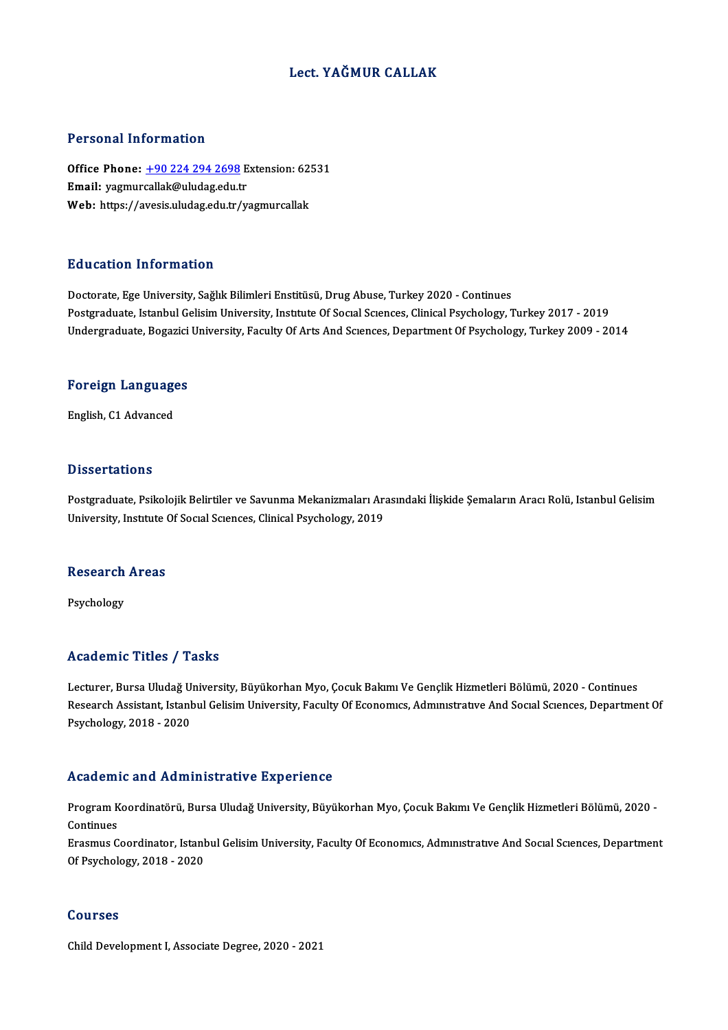# Lect. YAĞMUR CALLAK

## Personal Information

**Office Phone:** +90 224 294 2698 Extension: 62531
**Email:** yagmurcallak@uludag.edu.tr
**Web:** https://avesis.uludag.edu.tr/yagmurcallak

## Education Information

Doctorate, Ege University, Sağlık Bilimleri Enstitüsü, Drug Abuse, Turkey 2020 - Continues
Postgraduate, Istanbul Gelisim University, Institute Of Social Sciences, Clinical Psychology, Turkey 2017 - 2019
Undergraduate, Bogazici University, Faculty Of Arts And Sciences, Department Of Psychology, Turkey 2009 - 2014

## Foreign Languages

English, C1 Advanced

## Dissertations

Postgraduate, Psikolojik Belirtiler ve Savunma Mekanizmaları Arasındaki İlişkide Şemaların Aracı Rolü, Istanbul Gelisim University, Institute Of Social Sciences, Clinical Psychology, 2019

## Research Areas

Psychology

## Academic Titles / Tasks

Lecturer, Bursa Uludağ University, Büyükorhan Myo, Çocuk Bakımı Ve Gençlik Hizmetleri Bölümü, 2020 - Continues
Research Assistant, Istanbul Gelisim University, Faculty Of Economics, Administrative And Social Sciences, Department Of Psychology, 2018 - 2020

## Academic and Administrative Experience

Program Koordinatörü, Bursa Uludağ University, Büyükorhan Myo, Çocuk Bakımı Ve Gençlik Hizmetleri Bölümü, 2020 - Continues
Erasmus Coordinator, Istanbul Gelisim University, Faculty Of Economics, Administrative And Social Sciences, Department Of Psychology, 2018 - 2020

## Courses

Child Development I, Associate Degree, 2020 - 2021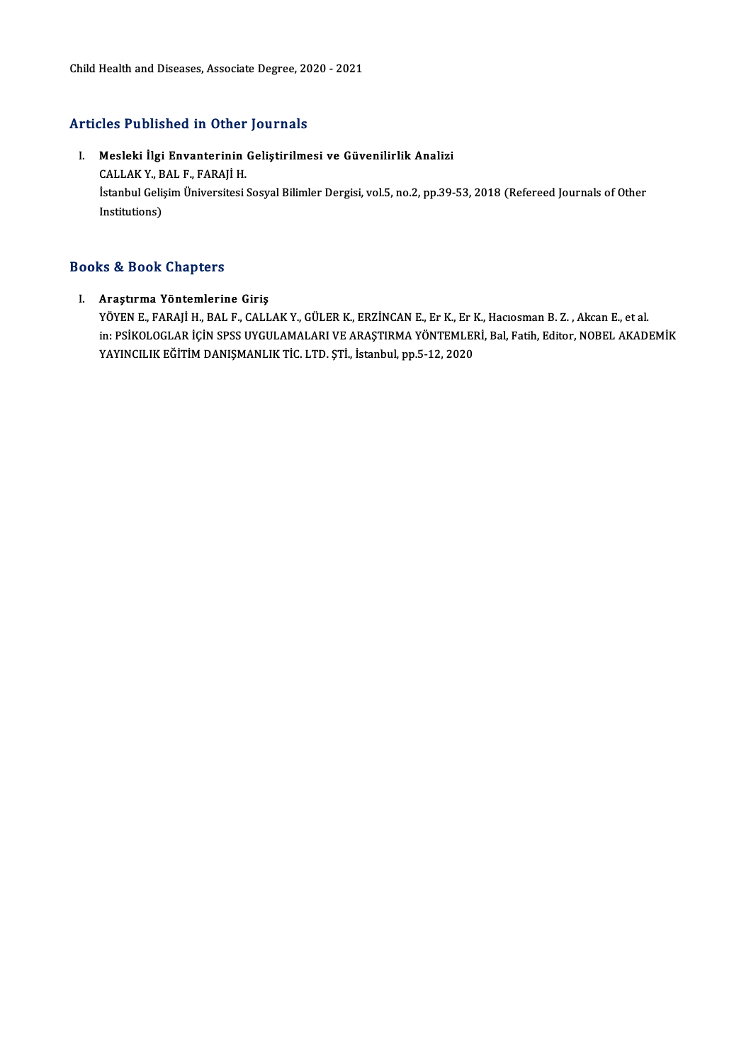Child Health and Diseases, Associate Degree, 2020 - 2021

## Articles Published in Other Journals

I. **Mesleki İlgi Envanterinin Geliştirilmesi ve Güvenilirlik Analizi**
   CALLAK Y., BAL F., FARAJİ H.
   İstanbul Gelişim Üniversitesi Sosyal Bilimler Dergisi, vol.5, no.2, pp.39-53, 2018 (Refereed Journals of Other Institutions)

## Books & Book Chapters

I. **Araştırma Yöntemlerine Giriş**
   YÖYEN E., FARAJİ H., BAL F., CALLAK Y., GÜLER K., ERZİNCAN E., Er K., Er K., Hacıosman B. Z. , Akcan E., et al.
   in: PSİKOLOGLAR İÇİN SPSS UYGULAMALARI VE ARAŞTIRMA YÖNTEMLERİ, Bal, Fatih, Editor, NOBEL AKADEMİK YAYINCILIK EĞİTİM DANIŞMANLIK TİC. LTD. ŞTİ., İstanbul, pp.5-12, 2020